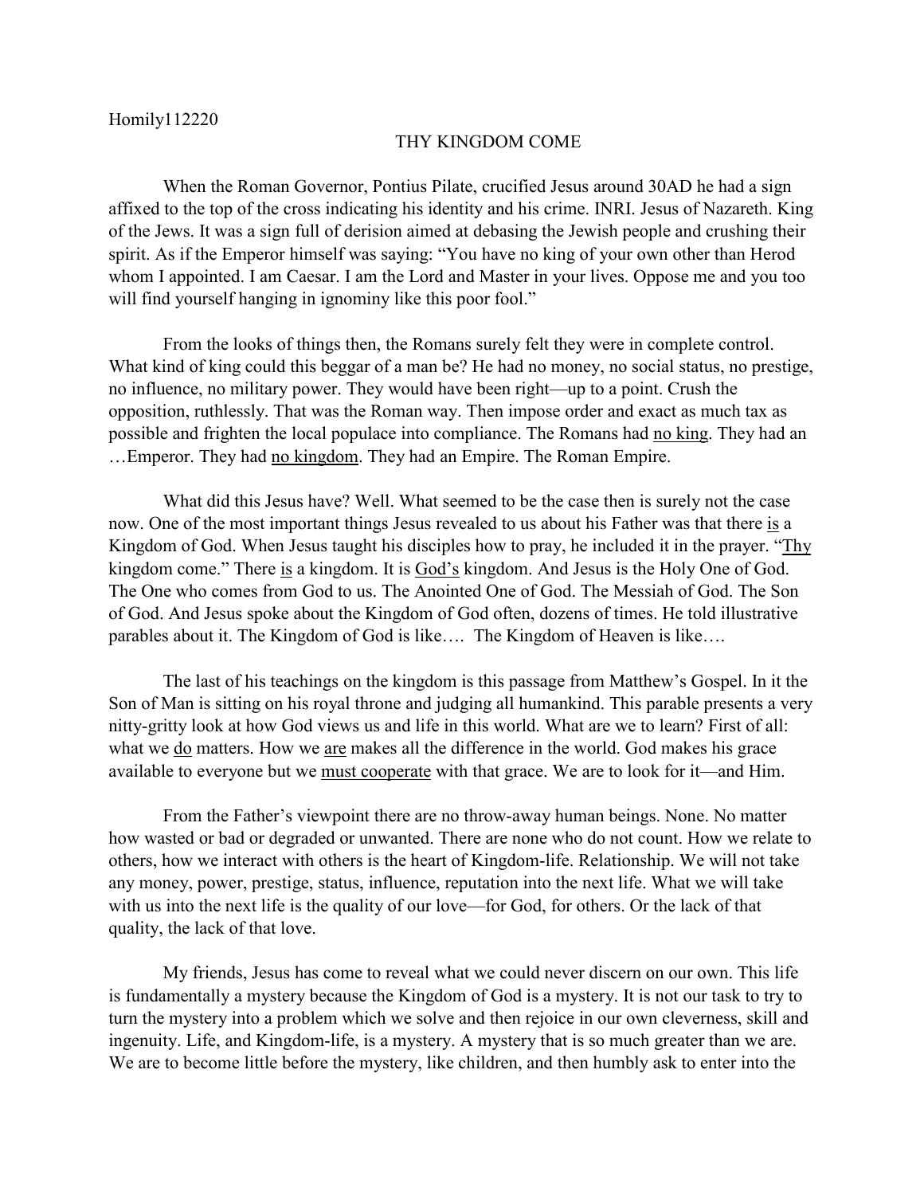Homily112220

# THY KINGDOM COME

When the Roman Governor, Pontius Pilate, crucified Jesus around 30AD he had a sign affixed to the top of the cross indicating his identity and his crime. INRI. Jesus of Nazareth. King of the Jews. It was a sign full of derision aimed at debasing the Jewish people and crushing their spirit. As if the Emperor himself was saying: "You have no king of your own other than Herod whom I appointed. I am Caesar. I am the Lord and Master in your lives. Oppose me and you too will find yourself hanging in ignominy like this poor fool."

From the looks of things then, the Romans surely felt they were in complete control. What kind of king could this beggar of a man be? He had no money, no social status, no prestige, no influence, no military power. They would have been right—up to a point. Crush the opposition, ruthlessly. That was the Roman way. Then impose order and exact as much tax as possible and frighten the local populace into compliance. The Romans had <u>no king</u>. They had an …Emperor. They had <u>no kingdom</u>. They had an Empire. The Roman Empire.

What did this Jesus have? Well. What seemed to be the case then is surely not the case now. One of the most important things Jesus revealed to us about his Father was that there <u>is</u> a Kingdom of God. When Jesus taught his disciples how to pray, he included it in the prayer. "<u>Thy</u> kingdom come." There <u>is</u> a kingdom. It is <u>God's</u> kingdom. And Jesus is the Holy One of God. The One who comes from God to us. The Anointed One of God. The Messiah of God. The Son of God. And Jesus spoke about the Kingdom of God often, dozens of times. He told illustrative parables about it. The Kingdom of God is like…. The Kingdom of Heaven is like….

The last of his teachings on the kingdom is this passage from Matthew's Gospel. In it the Son of Man is sitting on his royal throne and judging all humankind. This parable presents a very nitty-gritty look at how God views us and life in this world. What are we to learn? First of all: what we <u>do</u> matters. How we <u>are</u> makes all the difference in the world. God makes his grace available to everyone but we <u>must cooperate</u> with that grace. We are to look for it—and Him.

From the Father's viewpoint there are no throw-away human beings. None. No matter how wasted or bad or degraded or unwanted. There are none who do not count. How we relate to others, how we interact with others is the heart of Kingdom-life. Relationship. We will not take any money, power, prestige, status, influence, reputation into the next life. What we will take with us into the next life is the quality of our love—for God, for others. Or the lack of that quality, the lack of that love.

My friends, Jesus has come to reveal what we could never discern on our own. This life is fundamentally a mystery because the Kingdom of God is a mystery. It is not our task to try to turn the mystery into a problem which we solve and then rejoice in our own cleverness, skill and ingenuity. Life, and Kingdom-life, is a mystery. A mystery that is so much greater than we are. We are to become little before the mystery, like children, and then humbly ask to enter into the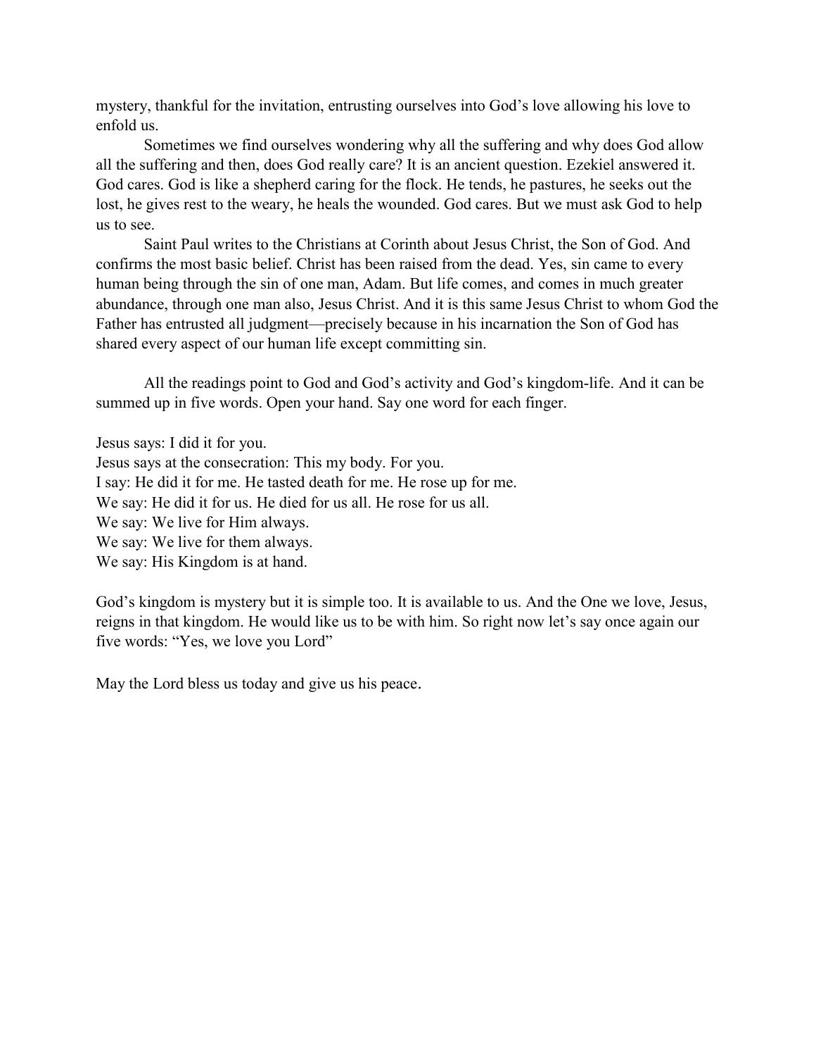mystery, thankful for the invitation, entrusting ourselves into God's love allowing his love to enfold us.

Sometimes we find ourselves wondering why all the suffering and why does God allow all the suffering and then, does God really care? It is an ancient question. Ezekiel answered it. God cares. God is like a shepherd caring for the flock. He tends, he pastures, he seeks out the lost, he gives rest to the weary, he heals the wounded. God cares. But we must ask God to help us to see.

Saint Paul writes to the Christians at Corinth about Jesus Christ, the Son of God. And confirms the most basic belief. Christ has been raised from the dead. Yes, sin came to every human being through the sin of one man, Adam. But life comes, and comes in much greater abundance, through one man also, Jesus Christ. And it is this same Jesus Christ to whom God the Father has entrusted all judgment—precisely because in his incarnation the Son of God has shared every aspect of our human life except committing sin.

All the readings point to God and God's activity and God's kingdom-life. And it can be summed up in five words. Open your hand. Say one word for each finger.

Jesus says: I did it for you.  
Jesus says at the consecration: This my body. For you.  
I say: He did it for me. He tasted death for me. He rose up for me.  
We say: He did it for us. He died for us all. He rose for us all.  
We say: We live for Him always.  
We say: We live for them always.  
We say: His Kingdom is at hand.

God's kingdom is mystery but it is simple too. It is available to us. And the One we love, Jesus, reigns in that kingdom. He would like us to be with him. So right now let's say once again our five words: "Yes, we love you Lord"

May the Lord bless us today and give us his peace.